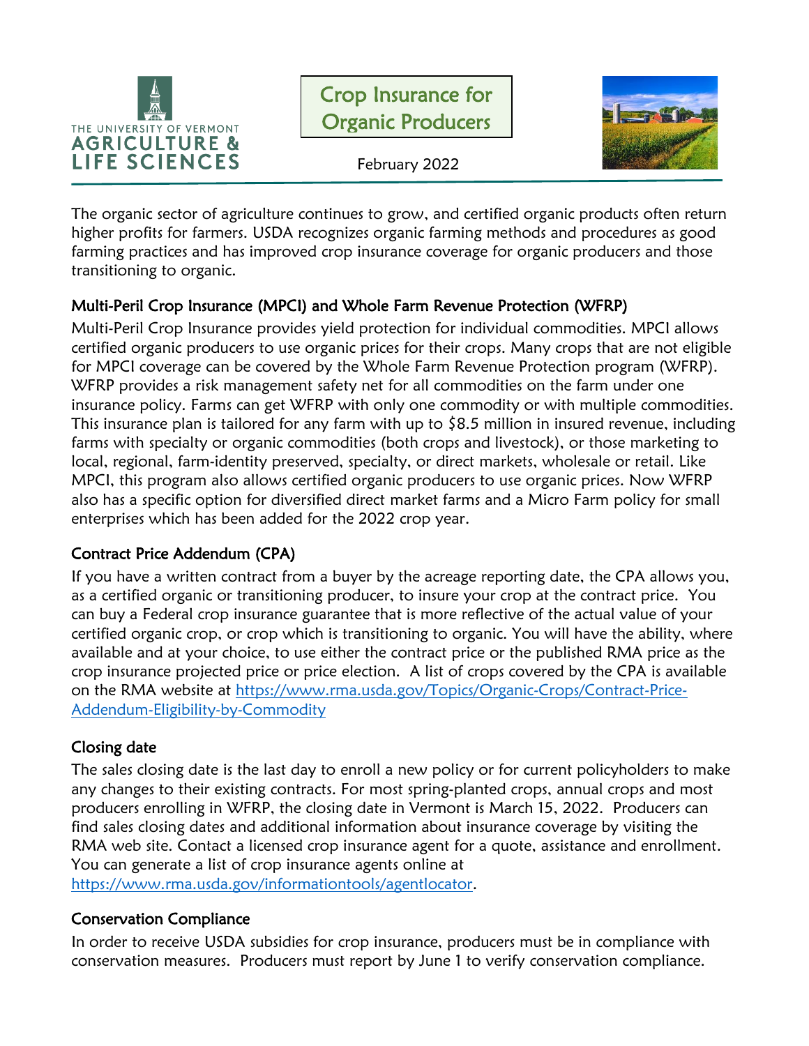THE UNIVERSITY OF VERMONT
AGRICULTURE &
LIFE SCIENCES

# Crop Insurance for Organic Producers

February 2022

The organic sector of agriculture continues to grow, and certified organic products often return higher profits for farmers. USDA recognizes organic farming methods and procedures as good farming practices and has improved crop insurance coverage for organic producers and those transitioning to organic.

## Multi-Peril Crop Insurance (MPCI) and Whole Farm Revenue Protection (WFRP)

Multi-Peril Crop Insurance provides yield protection for individual commodities. MPCI allows certified organic producers to use organic prices for their crops. Many crops that are not eligible for MPCI coverage can be covered by the Whole Farm Revenue Protection program (WFRP). WFRP provides a risk management safety net for all commodities on the farm under one insurance policy. Farms can get WFRP with only one commodity or with multiple commodities. This insurance plan is tailored for any farm with up to $8.5 million in insured revenue, including farms with specialty or organic commodities (both crops and livestock), or those marketing to local, regional, farm-identity preserved, specialty, or direct markets, wholesale or retail. Like MPCI, this program also allows certified organic producers to use organic prices. Now WFRP also has a specific option for diversified direct market farms and a Micro Farm policy for small enterprises which has been added for the 2022 crop year.

## Contract Price Addendum (CPA)

If you have a written contract from a buyer by the acreage reporting date, the CPA allows you, as a certified organic or transitioning producer, to insure your crop at the contract price. You can buy a Federal crop insurance guarantee that is more reflective of the actual value of your certified organic crop, or crop which is transitioning to organic. You will have the ability, where available and at your choice, to use either the contract price or the published RMA price as the crop insurance projected price or price election. A list of crops covered by the CPA is available on the RMA website at https://www.rma.usda.gov/Topics/Organic-Crops/Contract-Price-Addendum-Eligibility-by-Commodity

## Closing date

The sales closing date is the last day to enroll a new policy or for current policyholders to make any changes to their existing contracts. For most spring-planted crops, annual crops and most producers enrolling in WFRP, the closing date in Vermont is March 15, 2022. Producers can find sales closing dates and additional information about insurance coverage by visiting the RMA web site. Contact a licensed crop insurance agent for a quote, assistance and enrollment. You can generate a list of crop insurance agents online at https://www.rma.usda.gov/informationtools/agentlocator.

## Conservation Compliance

In order to receive USDA subsidies for crop insurance, producers must be in compliance with conservation measures. Producers must report by June 1 to verify conservation compliance.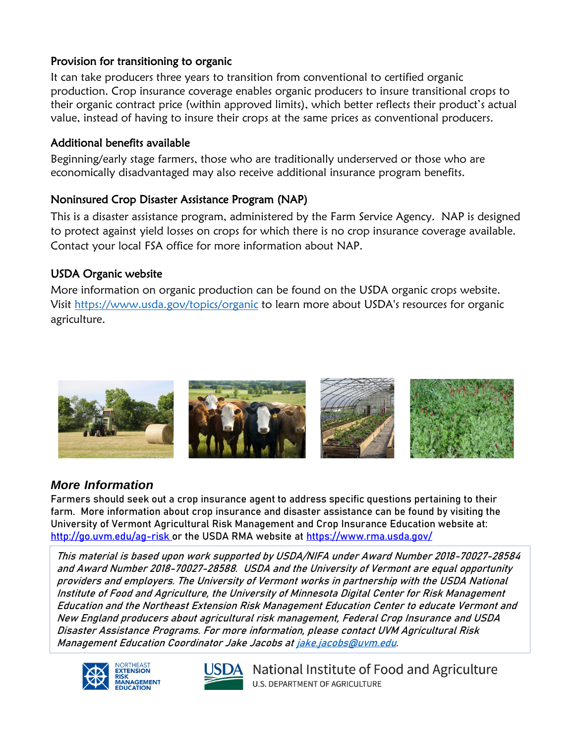### Provision for transitioning to organic

It can take producers three years to transition from conventional to certified organic production. Crop insurance coverage enables organic producers to insure transitional crops to their organic contract price (within approved limits), which better reflects their product's actual value, instead of having to insure their crops at the same prices as conventional producers.

### Additional benefits available

Beginning/early stage farmers, those who are traditionally underserved or those who are economically disadvantaged may also receive additional insurance program benefits.

### Noninsured Crop Disaster Assistance Program (NAP)

This is a disaster assistance program, administered by the Farm Service Agency. NAP is designed to protect against yield losses on crops for which there is no crop insurance coverage available. Contact your local FSA office for more information about NAP.

### USDA Organic website

More information on organic production can be found on the USDA organic crops website. Visit https://www.usda.gov/topics/organic to learn more about USDA's resources for organic agriculture.

## *More Information*

Farmers should seek out a crop insurance agent to address specific questions pertaining to their farm. More information about crop insurance and disaster assistance can be found by visiting the University of Vermont Agricultural Risk Management and Crop Insurance Education website at: http://go.uvm.edu/ag-risk or the USDA RMA website at https://www.rma.usda.gov/

*This material is based upon work supported by USDA/NIFA under Award Number 2018-70027-28584 and Award Number 2018-70027-28588. USDA and the University of Vermont are equal opportunity providers and employers. The University of Vermont works in partnership with the USDA National Institute of Food and Agriculture, the University of Minnesota Digital Center for Risk Management Education and the Northeast Extension Risk Management Education Center to educate Vermont and New England producers about agricultural risk management, Federal Crop Insurance and USDA Disaster Assistance Programs. For more information, please contact UVM Agricultural Risk Management Education Coordinator Jake Jacobs at jake.jacobs@uvm.edu.*

NORTHEAST EXTENSION RISK MANAGEMENT EDUCATION

USDA National Institute of Food and Agriculture
U.S. DEPARTMENT OF AGRICULTURE